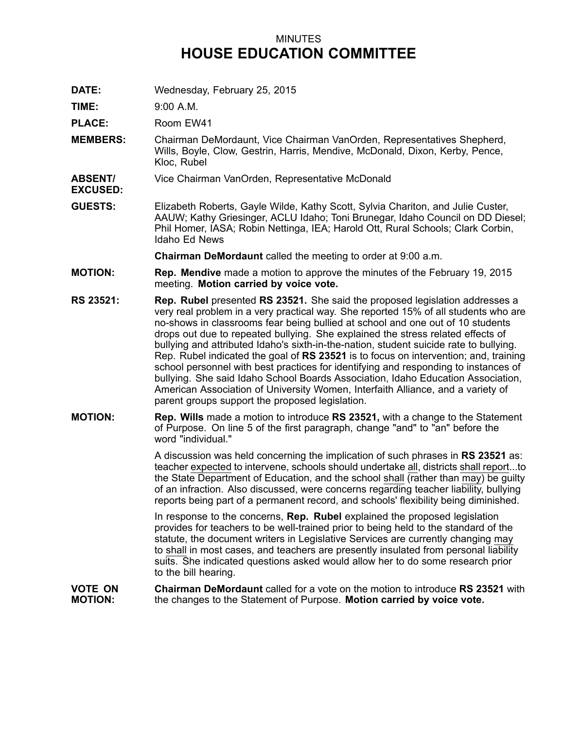MINUTES

# HOUSE EDUCATION COMMITTEE

**DATE:** Wednesday, February 25, 2015

**TIME:** 9:00 A.M.

**PLACE:** Room EW41

**MEMBERS:** Chairman DeMordaunt, Vice Chairman VanOrden, Representatives Shepherd, Wills, Boyle, Clow, Gestrin, Harris, Mendive, McDonald, Dixon, Kerby, Pence, Kloc, Rubel

**ABSENT/ EXCUSED:** Vice Chairman VanOrden, Representative McDonald

**GUESTS:** Elizabeth Roberts, Gayle Wilde, Kathy Scott, Sylvia Chariton, and Julie Custer, AAUW; Kathy Griesinger, ACLU Idaho; Toni Brunegar, Idaho Council on DD Diesel; Phil Homer, IASA; Robin Nettinga, IEA; Harold Ott, Rural Schools; Clark Corbin, Idaho Ed News

**Chairman DeMordaunt** called the meeting to order at 9:00 a.m.

**MOTION:** **Rep. Mendive** made a motion to approve the minutes of the February 19, 2015 meeting. **Motion carried by voice vote.**

**RS 23521:** **Rep. Rubel** presented **RS 23521.** She said the proposed legislation addresses a very real problem in a very practical way. She reported 15% of all students who are no-shows in classrooms fear being bullied at school and one out of 10 students drops out due to repeated bullying. She explained the stress related effects of bullying and attributed Idaho's sixth-in-the-nation, student suicide rate to bullying. Rep. Rubel indicated the goal of **RS 23521** is to focus on intervention; and, training school personnel with best practices for identifying and responding to instances of bullying. She said Idaho School Boards Association, Idaho Education Association, American Association of University Women, Interfaith Alliance, and a variety of parent groups support the proposed legislation.

**MOTION:** **Rep. Wills** made a motion to introduce **RS 23521,** with a change to the Statement of Purpose. On line 5 of the first paragraph, change "and" to "an" before the word "individual."

A discussion was held concerning the implication of such phrases in **RS 23521** as: teacher <u>expected</u> to intervene, schools should undertake <u>all</u>, districts <u>shall report</u>...to the State Department of Education, and the school <u>shall</u> (rather than <u>may</u>) be guilty of an infraction. Also discussed, were concerns regarding teacher liability, bullying reports being part of a permanent record, and schools' flexibility being diminished.

In response to the concerns, **Rep. Rubel** explained the proposed legislation provides for teachers to be well-trained prior to being held to the standard of the statute, the document writers in Legislative Services are currently changing <u>may</u> to <u>shall</u> in most cases, and teachers are presently insulated from personal liability suits. She indicated questions asked would allow her to do some research prior to the bill hearing.

**VOTE ON MOTION:** **Chairman DeMordaunt** called for a vote on the motion to introduce **RS 23521** with the changes to the Statement of Purpose. **Motion carried by voice vote.**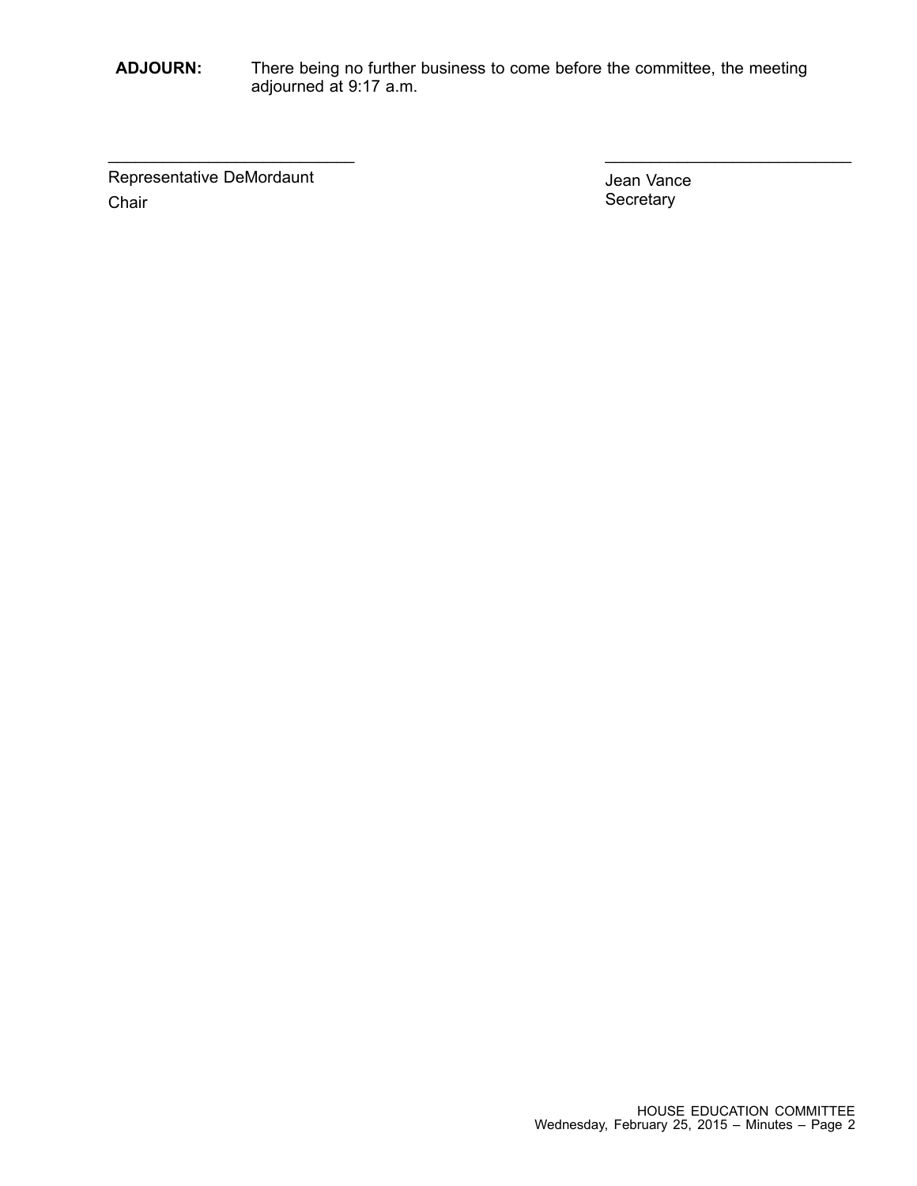**ADJOURN:** There being no further business to come before the committee, the meeting adjourned at 9:17 a.m.

| | |
|---|---|
| ___________________________ | ___________________________ |
| Representative DeMordaunt | Jean Vance |
| Chair | Secretary |